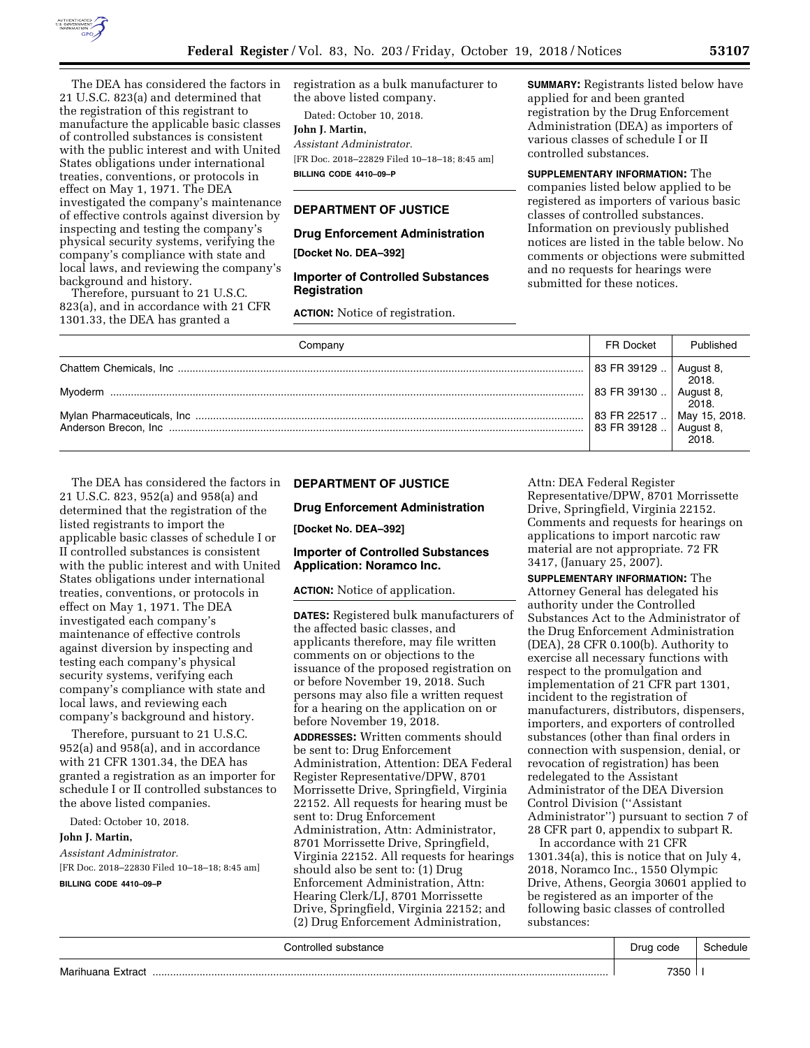The DEA has considered the factors in 21 U.S.C. 823(a) and determined that the registration of this registrant to manufacture the applicable basic classes of controlled substances is consistent with the public interest and with United States obligations under international treaties, conventions, or protocols in effect on May 1, 1971. The DEA investigated the company's maintenance of effective controls against diversion by inspecting and testing the company's physical security systems, verifying the company's compliance with state and local laws, and reviewing the company's background and history.

Therefore, pursuant to 21 U.S.C. 823(a), and in accordance with 21 CFR 1301.33, the DEA has granted a registration as a bulk manufacturer to the above listed company.

Dated: October 10, 2018.

**John J. Martin,**

*Assistant Administrator.*

[FR Doc. 2018–22829 Filed 10–18–18; 8:45 am]

**BILLING CODE 4410–09–P**

## DEPARTMENT OF JUSTICE

### Drug Enforcement Administration

**[Docket No. DEA–392]**

### Importer of Controlled Substances Registration

**ACTION:** Notice of registration.

**SUMMARY:** Registrants listed below have applied for and been granted registration by the Drug Enforcement Administration (DEA) as importers of various classes of schedule I or II controlled substances.

**SUPPLEMENTARY INFORMATION:** The companies listed below applied to be registered as importers of various basic classes of controlled substances. Information on previously published notices are listed in the table below. No comments or objections were submitted and no requests for hearings were submitted for these notices.

| Company | FR Docket | Published |
|---|---|---|
| Chattem Chemicals, Inc | 83 FR 39129 | August 8, 2018. |
| Myoderm | 83 FR 39130 | August 8, 2018. |
| Mylan Pharmaceuticals, Inc | 83 FR 22517 | May 15, 2018. |
| Anderson Brecon, Inc | 83 FR 39128 | August 8, 2018. |

The DEA has considered the factors in 21 U.S.C. 823, 952(a) and 958(a) and determined that the registration of the listed registrants to import the applicable basic classes of schedule I or II controlled substances is consistent with the public interest and with United States obligations under international treaties, conventions, or protocols in effect on May 1, 1971. The DEA investigated each company's maintenance of effective controls against diversion by inspecting and testing each company's physical security systems, verifying each company's compliance with state and local laws, and reviewing each company's background and history.

Therefore, pursuant to 21 U.S.C. 952(a) and 958(a), and in accordance with 21 CFR 1301.34, the DEA has granted a registration as an importer for schedule I or II controlled substances to the above listed companies.

Dated: October 10, 2018.

**John J. Martin,**

*Assistant Administrator.*

[FR Doc. 2018–22830 Filed 10–18–18; 8:45 am]

**BILLING CODE 4410–09–P**

## DEPARTMENT OF JUSTICE

### Drug Enforcement Administration

**[Docket No. DEA–392]**

### Importer of Controlled Substances Application: Noramco Inc.

**ACTION:** Notice of application.

**DATES:** Registered bulk manufacturers of the affected basic classes, and applicants therefore, may file written comments on or objections to the issuance of the proposed registration on or before November 19, 2018. Such persons may also file a written request for a hearing on the application on or before November 19, 2018.

**ADDRESSES:** Written comments should be sent to: Drug Enforcement Administration, Attention: DEA Federal Register Representative/DPW, 8701 Morrissette Drive, Springfield, Virginia 22152. All requests for hearing must be sent to: Drug Enforcement Administration, Attn: Administrator, 8701 Morrissette Drive, Springfield, Virginia 22152. All requests for hearings should also be sent to: (1) Drug Enforcement Administration, Attn: Hearing Clerk/LJ, 8701 Morrissette Drive, Springfield, Virginia 22152; and (2) Drug Enforcement Administration, Attn: DEA Federal Register Representative/DPW, 8701 Morrissette Drive, Springfield, Virginia 22152. Comments and requests for hearings on applications to import narcotic raw material are not appropriate. 72 FR 3417, (January 25, 2007).

**SUPPLEMENTARY INFORMATION:** The Attorney General has delegated his authority under the Controlled Substances Act to the Administrator of the Drug Enforcement Administration (DEA), 28 CFR 0.100(b). Authority to exercise all necessary functions with respect to the promulgation and implementation of 21 CFR part 1301, incident to the registration of manufacturers, distributors, dispensers, importers, and exporters of controlled substances (other than final orders in connection with suspension, denial, or revocation of registration) has been redelegated to the Assistant Administrator of the DEA Diversion Control Division ("Assistant Administrator") pursuant to section 7 of 28 CFR part 0, appendix to subpart R.

In accordance with 21 CFR 1301.34(a), this is notice that on July 4, 2018, Noramco Inc., 1550 Olympic Drive, Athens, Georgia 30601 applied to be registered as an importer of the following basic classes of controlled substances:

| Controlled substance | Drug code | Schedule |
|---|---|---|
| Marihuana Extract | 7350 | I |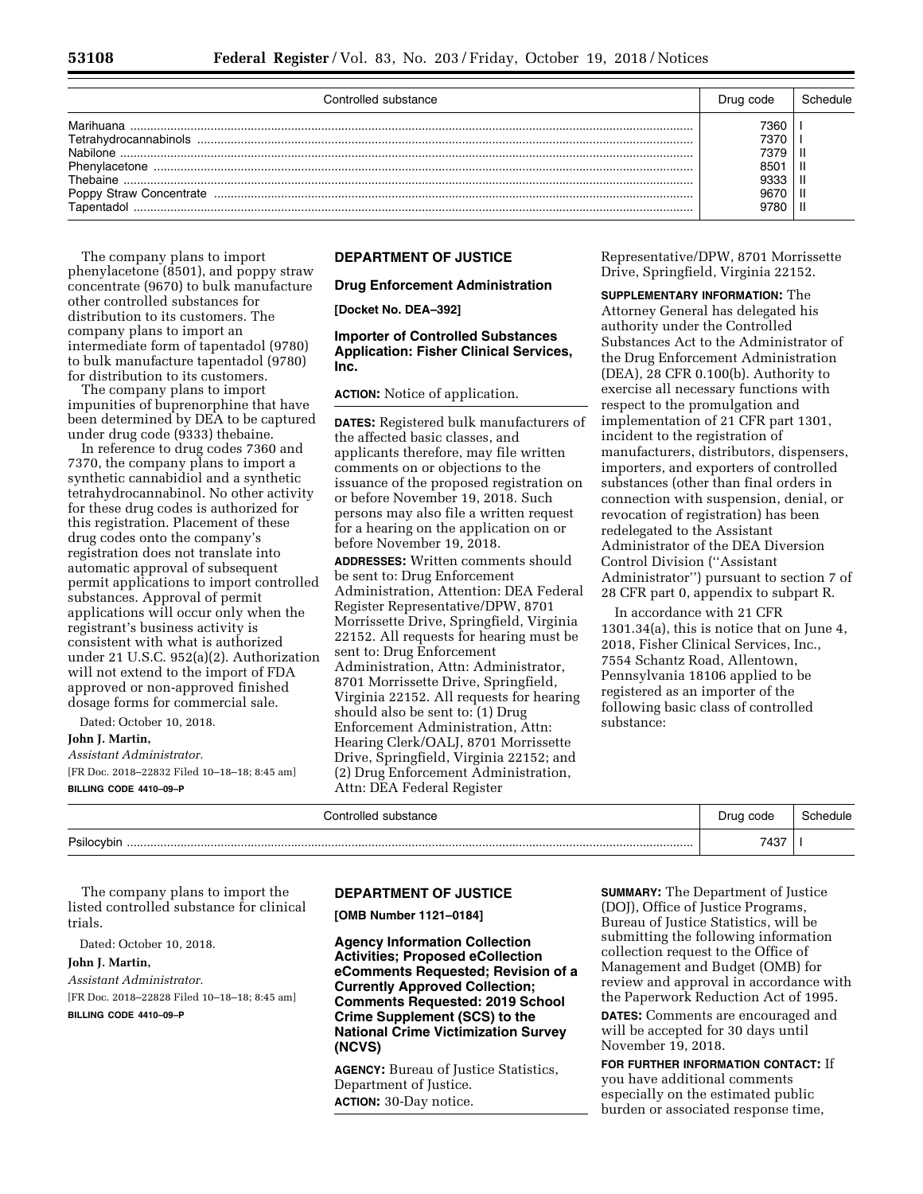| Controlled substance | Drug code | Schedule |
| --- | --- | --- |
| Marihuana | 7360 | I |
| Tetrahydrocannabinols | 7370 | I |
| Nabilone | 7379 | II |
| Phenylacetone | 8501 | II |
| Thebaine | 9333 | II |
| Poppy Straw Concentrate | 9670 | II |
| Tapentadol | 9780 | II |

The company plans to import phenylacetone (8501), and poppy straw concentrate (9670) to bulk manufacture other controlled substances for distribution to its customers. The company plans to import an intermediate form of tapentadol (9780) to bulk manufacture tapentadol (9780) for distribution to its customers.

The company plans to import impurities of buprenorphine that have been determined by DEA to be captured under drug code (9333) thebaine.

In reference to drug codes 7360 and 7370, the company plans to import a synthetic cannabidiol and a synthetic tetrahydrocannabinol. No other activity for these drug codes is authorized for this registration. Placement of these drug codes onto the company's registration does not translate into automatic approval of subsequent permit applications to import controlled substances. Approval of permit applications will occur only when the registrant's business activity is consistent with what is authorized under 21 U.S.C. 952(a)(2). Authorization will not extend to the import of FDA approved or non-approved finished dosage forms for commercial sale.

Dated: October 10, 2018.

**John J. Martin,**

*Assistant Administrator.*

[FR Doc. 2018–22832 Filed 10–18–18; 8:45 am]

**BILLING CODE 4410–09–P**

## DEPARTMENT OF JUSTICE

### Drug Enforcement Administration

**[Docket No. DEA–392]**

### Importer of Controlled Substances Application: Fisher Clinical Services, Inc.

**ACTION:** Notice of application.

**DATES:** Registered bulk manufacturers of the affected basic classes, and applicants therefore, may file written comments on or objections to the issuance of the proposed registration on or before November 19, 2018. Such persons may also file a written request for a hearing on the application on or before November 19, 2018.

**ADDRESSES:** Written comments should be sent to: Drug Enforcement Administration, Attention: DEA Federal Register Representative/DPW, 8701 Morrissette Drive, Springfield, Virginia 22152. All requests for hearing must be sent to: Drug Enforcement Administration, Attn: Administrator, 8701 Morrissette Drive, Springfield, Virginia 22152. All requests for hearing should also be sent to: (1) Drug Enforcement Administration, Attn: Hearing Clerk/OALJ, 8701 Morrissette Drive, Springfield, Virginia 22152; and (2) Drug Enforcement Administration, Attn: DEA Federal Register Representative/DPW, 8701 Morrissette Drive, Springfield, Virginia 22152.

**SUPPLEMENTARY INFORMATION:** The Attorney General has delegated his authority under the Controlled Substances Act to the Administrator of the Drug Enforcement Administration (DEA), 28 CFR 0.100(b). Authority to exercise all necessary functions with respect to the promulgation and implementation of 21 CFR part 1301, incident to the registration of manufacturers, distributors, dispensers, importers, and exporters of controlled substances (other than final orders in connection with suspension, denial, or revocation of registration) has been redelegated to the Assistant Administrator of the DEA Diversion Control Division (''Assistant Administrator'') pursuant to section 7 of 28 CFR part 0, appendix to subpart R.

In accordance with 21 CFR 1301.34(a), this is notice that on June 4, 2018, Fisher Clinical Services, Inc., 7554 Schantz Road, Allentown, Pennsylvania 18106 applied to be registered as an importer of the following basic class of controlled substance:

| Controlled substance | Drug code | Schedule |
| --- | --- | --- |
| Psilocybin | 7437 | I |

The company plans to import the listed controlled substance for clinical trials.

Dated: October 10, 2018.

**John J. Martin,**

*Assistant Administrator.*

[FR Doc. 2018–22828 Filed 10–18–18; 8:45 am]

**BILLING CODE 4410–09–P**

## DEPARTMENT OF JUSTICE

**[OMB Number 1121–0184]**

### Agency Information Collection Activities; Proposed eCollection eComments Requested; Revision of a Currently Approved Collection; Comments Requested: 2019 School Crime Supplement (SCS) to the National Crime Victimization Survey (NCVS)

**AGENCY:** Bureau of Justice Statistics, Department of Justice.

**ACTION:** 30-Day notice.

**SUMMARY:** The Department of Justice (DOJ), Office of Justice Programs, Bureau of Justice Statistics, will be submitting the following information collection request to the Office of Management and Budget (OMB) for review and approval in accordance with the Paperwork Reduction Act of 1995.

**DATES:** Comments are encouraged and will be accepted for 30 days until November 19, 2018.

**FOR FURTHER INFORMATION CONTACT:** If you have additional comments especially on the estimated public burden or associated response time,